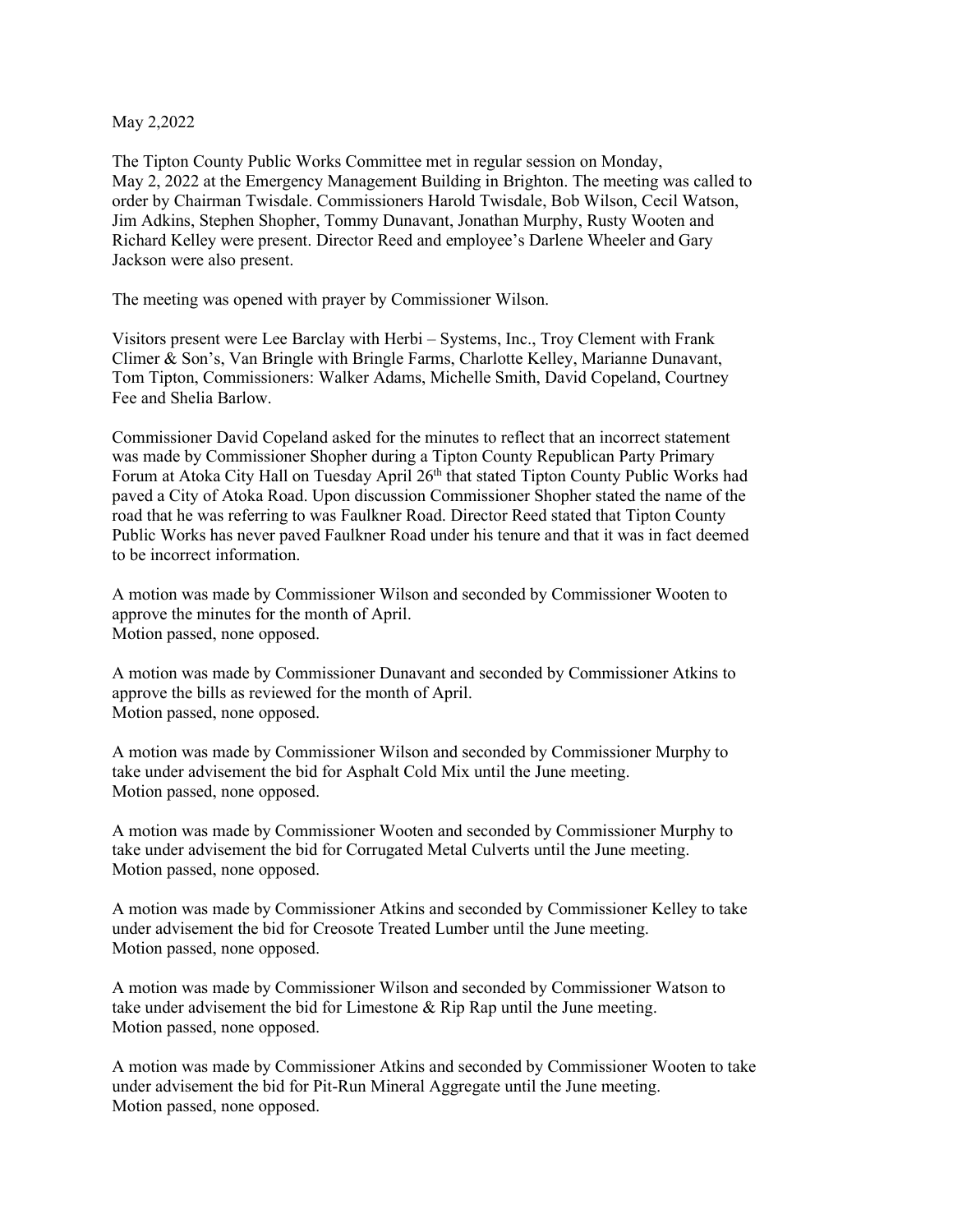May 2,2022

The Tipton County Public Works Committee met in regular session on Monday, May 2, 2022 at the Emergency Management Building in Brighton. The meeting was called to order by Chairman Twisdale. Commissioners Harold Twisdale, Bob Wilson, Cecil Watson, Jim Adkins, Stephen Shopher, Tommy Dunavant, Jonathan Murphy, Rusty Wooten and Richard Kelley were present. Director Reed and employee's Darlene Wheeler and Gary Jackson were also present.

The meeting was opened with prayer by Commissioner Wilson.

Visitors present were Lee Barclay with Herbi – Systems, Inc., Troy Clement with Frank Climer & Son's, Van Bringle with Bringle Farms, Charlotte Kelley, Marianne Dunavant, Tom Tipton, Commissioners: Walker Adams, Michelle Smith, David Copeland, Courtney Fee and Shelia Barlow.

Commissioner David Copeland asked for the minutes to reflect that an incorrect statement was made by Commissioner Shopher during a Tipton County Republican Party Primary Forum at Atoka City Hall on Tuesday April 26th that stated Tipton County Public Works had paved a City of Atoka Road. Upon discussion Commissioner Shopher stated the name of the road that he was referring to was Faulkner Road. Director Reed stated that Tipton County Public Works has never paved Faulkner Road under his tenure and that it was in fact deemed to be incorrect information.

A motion was made by Commissioner Wilson and seconded by Commissioner Wooten to approve the minutes for the month of April.
Motion passed, none opposed.

A motion was made by Commissioner Dunavant and seconded by Commissioner Atkins to approve the bills as reviewed for the month of April.
Motion passed, none opposed.

A motion was made by Commissioner Wilson and seconded by Commissioner Murphy to take under advisement the bid for Asphalt Cold Mix until the June meeting.
Motion passed, none opposed.

A motion was made by Commissioner Wooten and seconded by Commissioner Murphy to take under advisement the bid for Corrugated Metal Culverts until the June meeting.
Motion passed, none opposed.

A motion was made by Commissioner Atkins and seconded by Commissioner Kelley to take under advisement the bid for Creosote Treated Lumber until the June meeting.
Motion passed, none opposed.

A motion was made by Commissioner Wilson and seconded by Commissioner Watson to take under advisement the bid for Limestone & Rip Rap until the June meeting.
Motion passed, none opposed.

A motion was made by Commissioner Atkins and seconded by Commissioner Wooten to take under advisement the bid for Pit-Run Mineral Aggregate until the June meeting.
Motion passed, none opposed.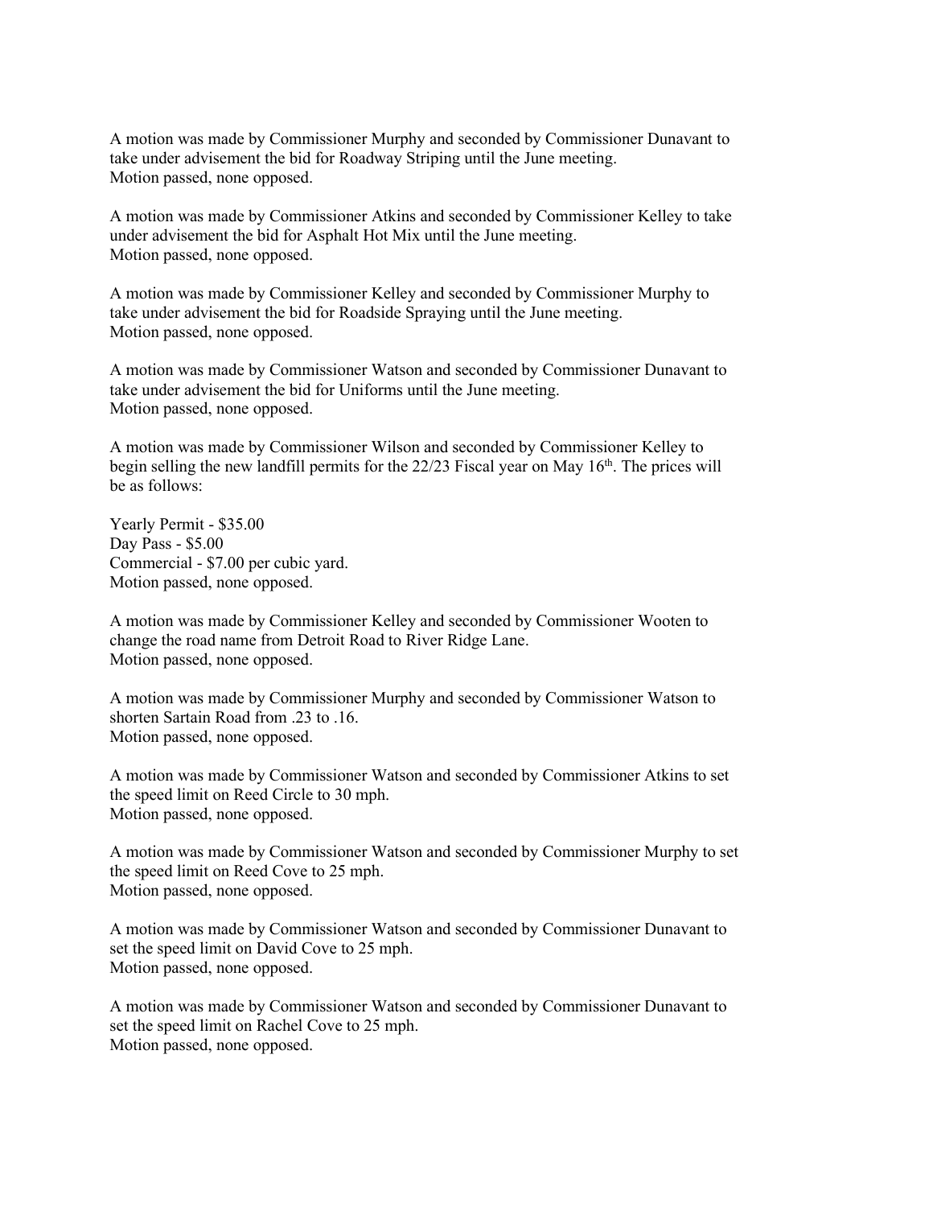A motion was made by Commissioner Murphy and seconded by Commissioner Dunavant to take under advisement the bid for Roadway Striping until the June meeting.
Motion passed, none opposed.

A motion was made by Commissioner Atkins and seconded by Commissioner Kelley to take under advisement the bid for Asphalt Hot Mix until the June meeting.
Motion passed, none opposed.

A motion was made by Commissioner Kelley and seconded by Commissioner Murphy to take under advisement the bid for Roadside Spraying until the June meeting.
Motion passed, none opposed.

A motion was made by Commissioner Watson and seconded by Commissioner Dunavant to take under advisement the bid for Uniforms until the June meeting.
Motion passed, none opposed.

A motion was made by Commissioner Wilson and seconded by Commissioner Kelley to begin selling the new landfill permits for the 22/23 Fiscal year on May 16th. The prices will be as follows:

Yearly Permit - $35.00
Day Pass - $5.00
Commercial - $7.00 per cubic yard.
Motion passed, none opposed.

A motion was made by Commissioner Kelley and seconded by Commissioner Wooten to change the road name from Detroit Road to River Ridge Lane.
Motion passed, none opposed.

A motion was made by Commissioner Murphy and seconded by Commissioner Watson to shorten Sartain Road from .23 to .16.
Motion passed, none opposed.

A motion was made by Commissioner Watson and seconded by Commissioner Atkins to set the speed limit on Reed Circle to 30 mph.
Motion passed, none opposed.

A motion was made by Commissioner Watson and seconded by Commissioner Murphy to set the speed limit on Reed Cove to 25 mph.
Motion passed, none opposed.

A motion was made by Commissioner Watson and seconded by Commissioner Dunavant to set the speed limit on David Cove to 25 mph.
Motion passed, none opposed.

A motion was made by Commissioner Watson and seconded by Commissioner Dunavant to set the speed limit on Rachel Cove to 25 mph.
Motion passed, none opposed.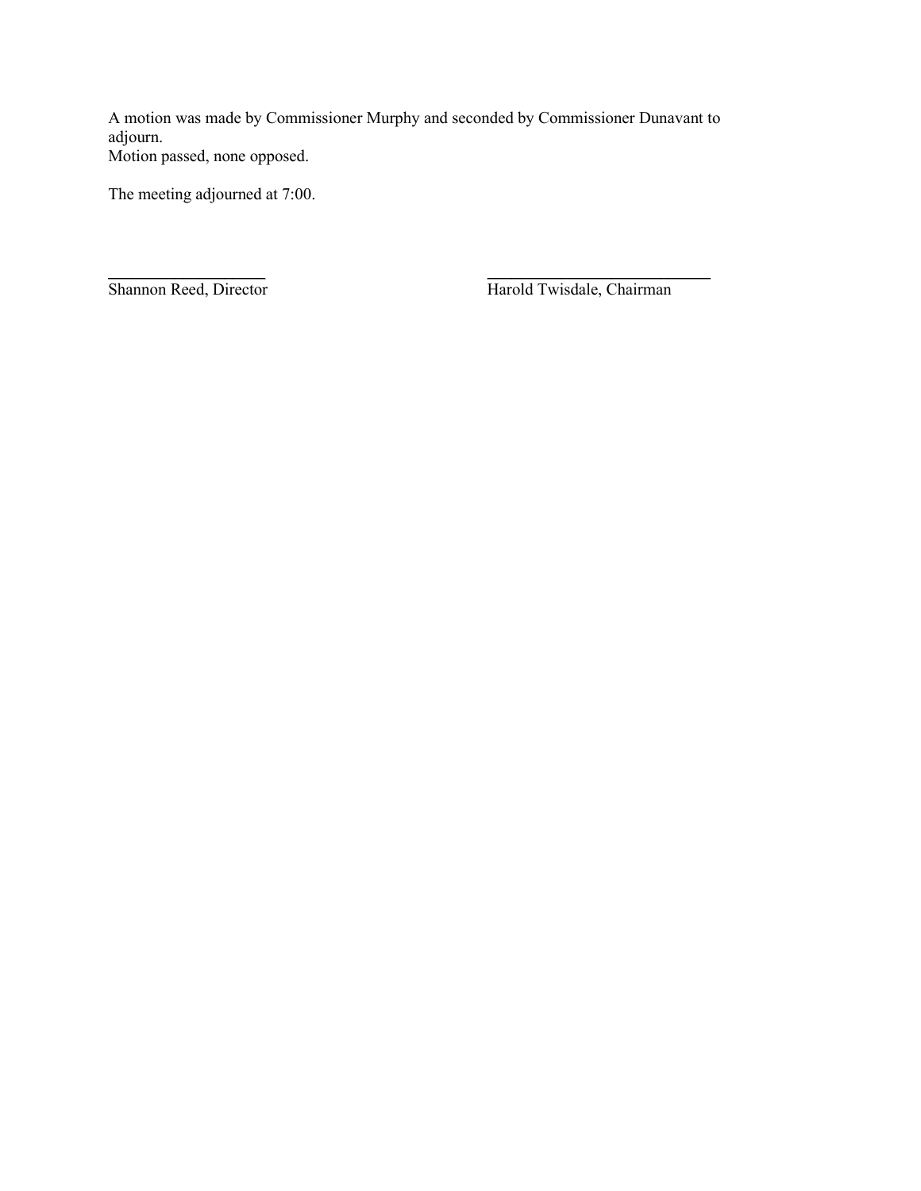A motion was made by Commissioner Murphy and seconded by Commissioner Dunavant to adjourn.
Motion passed, none opposed.

The meeting adjourned at 7:00.

\_\_\_\_\_\_\_\_\_\_\_\_\_\_\_\_\_\_\_\_
Shannon Reed, Director

\_\_\_\_\_\_\_\_\_\_\_\_\_\_\_\_\_\_\_\_\_\_\_\_\_\_\_\_
Harold Twisdale, Chairman